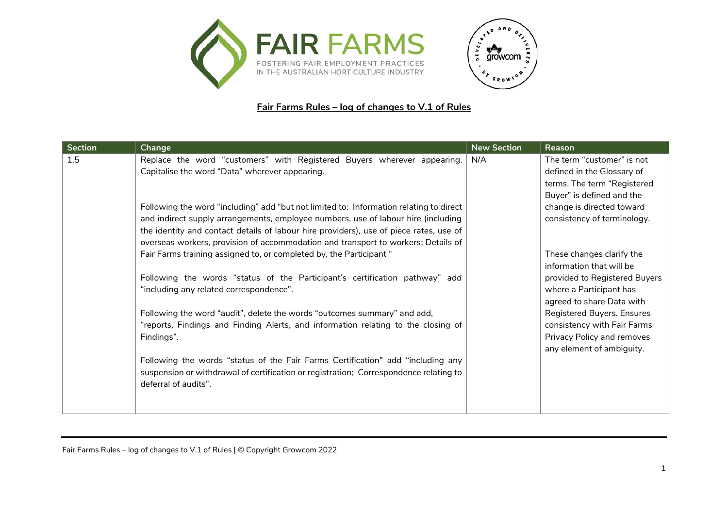**Fair Farms Rules – log of changes to V.1 of Rules**

| Section | Change | New Section | Reason |
|---|---|---|---|
| 1.5 | Replace the word "customers" with Registered Buyers wherever appearing. Capitalise the word "Data" wherever appearing.<br><br>Following the word "including" add "but not limited to: Information relating to direct and indirect supply arrangements, employee numbers, use of labour hire (including the identity and contact details of labour hire providers), use of piece rates, use of overseas workers, provision of accommodation and transport to workers; Details of Fair Farms training assigned to, or completed by, the Participant "<br><br>Following the words "status of the Participant's certification pathway" add "including any related correspondence".<br><br>Following the word "audit", delete the words "outcomes summary" and add, "reports, Findings and Finding Alerts, and information relating to the closing of Findings".<br><br>Following the words "status of the Fair Farms Certification" add "including any suspension or withdrawal of certification or registration; Correspondence relating to deferral of audits". | N/A | The term "customer" is not defined in the Glossary of terms. The term "Registered Buyer" is defined and the change is directed toward consistency of terminology.<br><br>These changes clarify the information that will be provided to Registered Buyers where a Participant has agreed to share Data with Registered Buyers. Ensures consistency with Fair Farms Privacy Policy and removes any element of ambiguity. |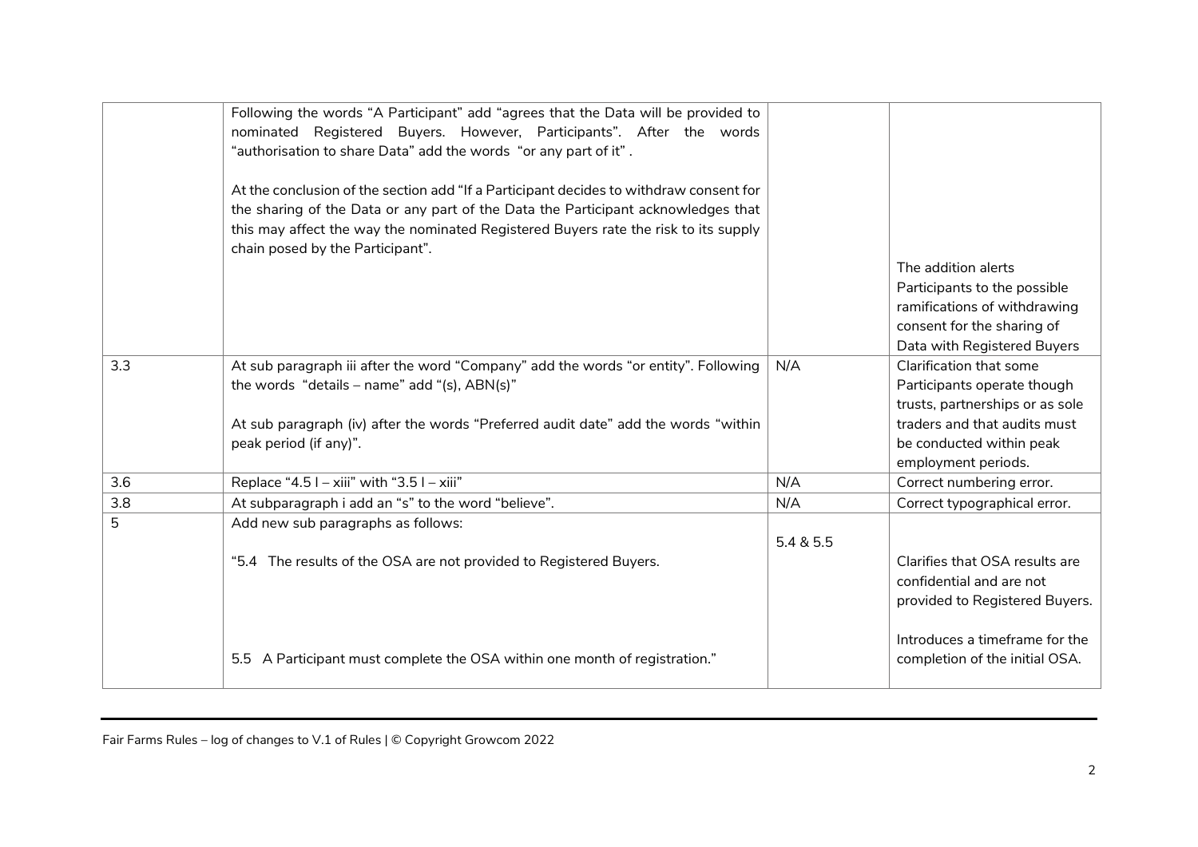| | | | |
|---|---|---|---|
| | Following the words "A Participant" add "agrees that the Data will be provided to nominated Registered Buyers. However, Participants". After the words "authorisation to share Data" add the words "or any part of it".<br><br>At the conclusion of the section add "If a Participant decides to withdraw consent for the sharing of the Data or any part of the Data the Participant acknowledges that this may affect the way the nominated Registered Buyers rate the risk to its supply chain posed by the Participant". | | The addition alerts Participants to the possible ramifications of withdrawing consent for the sharing of Data with Registered Buyers |
| 3.3 | At sub paragraph iii after the word "Company" add the words "or entity". Following the words "details – name" add "(s), ABN(s)"<br><br>At sub paragraph (iv) after the words "Preferred audit date" add the words "within peak period (if any)". | N/A | Clarification that some Participants operate though trusts, partnerships or as sole traders and that audits must be conducted within peak employment periods. |
| 3.6 | Replace "4.5 I – xiii" with "3.5 I – xiii" | N/A | Correct numbering error. |
| 3.8 | At subparagraph i add an "s" to the word "believe". | N/A | Correct typographical error. |
| 5 | Add new sub paragraphs as follows:<br><br>"5.4 The results of the OSA are not provided to Registered Buyers.<br><br>5.5 A Participant must complete the OSA within one month of registration." | 5.4 & 5.5 | Clarifies that OSA results are confidential and are not provided to Registered Buyers.<br><br>Introduces a timeframe for the completion of the initial OSA. |

Fair Farms Rules – log of changes to V.1 of Rules | © Copyright Growcom 2022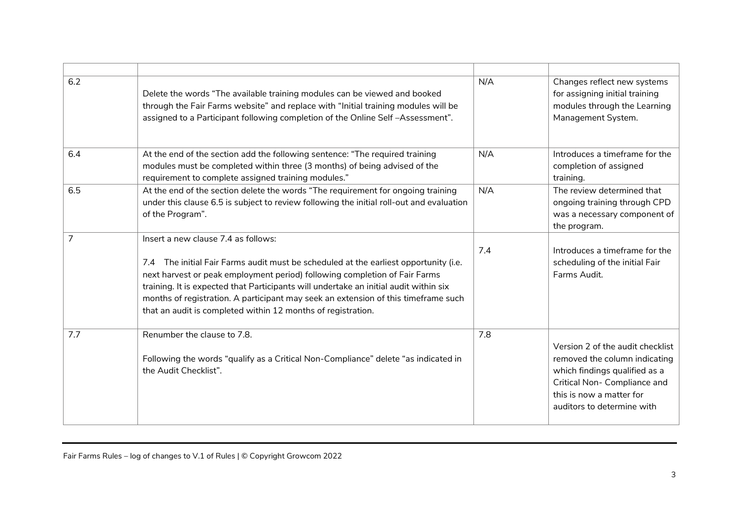| | | | |
|---|---|---|---|
| 6.2 | Delete the words “The available training modules can be viewed and booked through the Fair Farms website” and replace with “Initial training modules will be assigned to a Participant following completion of the Online Self –Assessment”. | N/A | Changes reflect new systems for assigning initial training modules through the Learning Management System. |
| 6.4 | At the end of the section add the following sentence: “The required training modules must be completed within three (3 months) of being advised of the requirement to complete assigned training modules.” | N/A | Introduces a timeframe for the completion of assigned training. |
| 6.5 | At the end of the section delete the words “The requirement for ongoing training under this clause 6.5 is subject to review following the initial roll-out and evaluation of the Program”. | N/A | The review determined that ongoing training through CPD was a necessary component of the program. |
| 7 | Insert a new clause 7.4 as follows:<br><br>7.4 The initial Fair Farms audit must be scheduled at the earliest opportunity (i.e. next harvest or peak employment period) following completion of Fair Farms training. It is expected that Participants will undertake an initial audit within six months of registration. A participant may seek an extension of this timeframe such that an audit is completed within 12 months of registration. | 7.4 | Introduces a timeframe for the scheduling of the initial Fair Farms Audit. |
| 7.7 | Renumber the clause to 7.8.<br><br>Following the words “qualify as a Critical Non-Compliance” delete “as indicated in the Audit Checklist”. | 7.8 | Version 2 of the audit checklist removed the column indicating which findings qualified as a Critical Non- Compliance and this is now a matter for auditors to determine with |

Fair Farms Rules – log of changes to V.1 of Rules | © Copyright Growcom 2022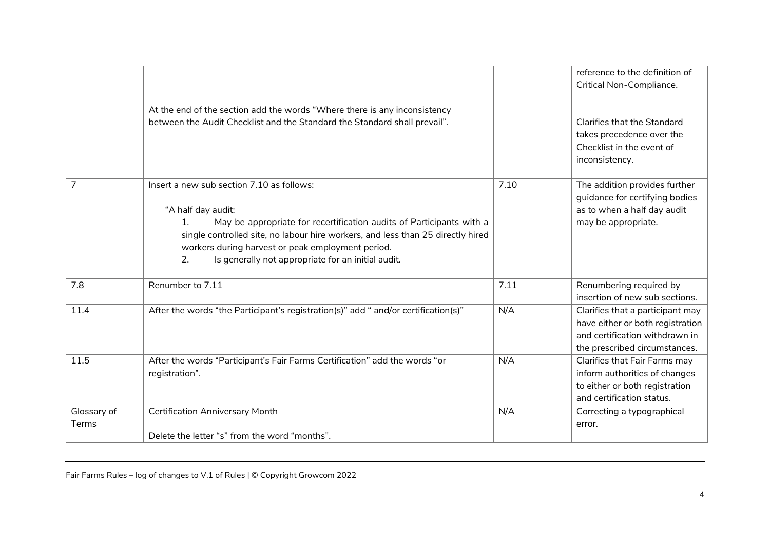| | | | |
|---|---|---|---|
| | At the end of the section add the words "Where there is any inconsistency between the Audit Checklist and the Standard the Standard shall prevail". | | reference to the definition of Critical Non-Compliance.<br><br>Clarifies that the Standard takes precedence over the Checklist in the event of inconsistency. |
| 7 | Insert a new sub section 7.10 as follows:<br><br>"A half day audit:<br>1. May be appropriate for recertification audits of Participants with a single controlled site, no labour hire workers, and less than 25 directly hired workers during harvest or peak employment period.<br>2. Is generally not appropriate for an initial audit. | 7.10 | The addition provides further guidance for certifying bodies as to when a half day audit may be appropriate. |
| 7.8 | Renumber to 7.11 | 7.11 | Renumbering required by insertion of new sub sections. |
| 11.4 | After the words "the Participant's registration(s)" add " and/or certification(s)" | N/A | Clarifies that a participant may have either or both registration and certification withdrawn in the prescribed circumstances. |
| 11.5 | After the words "Participant's Fair Farms Certification" add the words "or registration". | N/A | Clarifies that Fair Farms may inform authorities of changes to either or both registration and certification status. |
| Glossary of Terms | Certification Anniversary Month<br><br>Delete the letter "s" from the word "months". | N/A | Correcting a typographical error. |

Fair Farms Rules – log of changes to V.1 of Rules | © Copyright Growcom 2022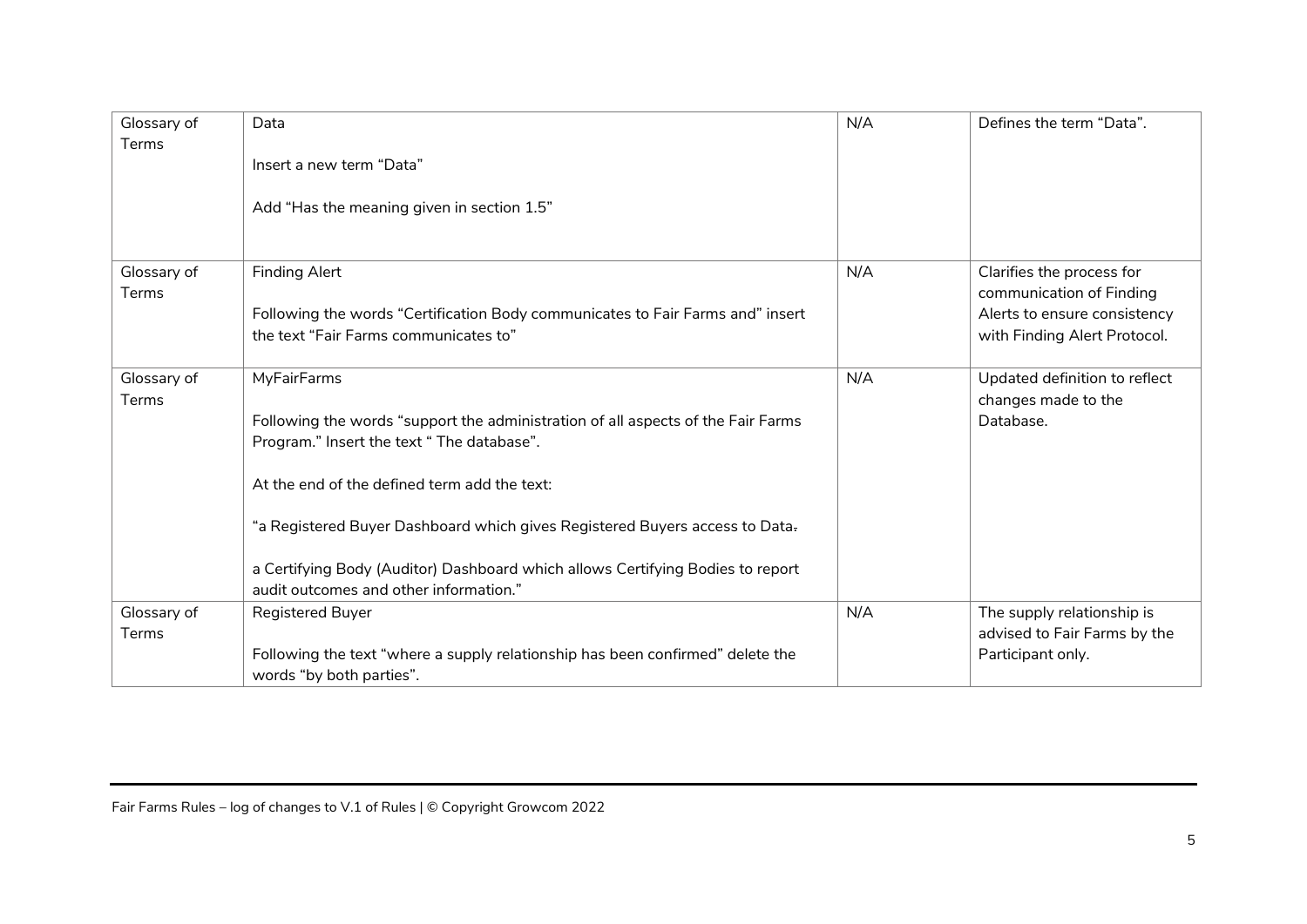| | | | |
|---|---|---|---|
| Glossary of Terms | Data<br><br>Insert a new term "Data"<br><br>Add "Has the meaning given in section 1.5" | N/A | Defines the term "Data". |
| Glossary of Terms | Finding Alert<br><br>Following the words "Certification Body communicates to Fair Farms and" insert the text "Fair Farms communicates to" | N/A | Clarifies the process for communication of Finding Alerts to ensure consistency with Finding Alert Protocol. |
| Glossary of Terms | MyFairFarms<br><br>Following the words "support the administration of all aspects of the Fair Farms Program." Insert the text " The database".<br><br>At the end of the defined term add the text:<br><br>"a Registered Buyer Dashboard which gives Registered Buyers access to Data.<br><br>a Certifying Body (Auditor) Dashboard which allows Certifying Bodies to report audit outcomes and other information." | N/A | Updated definition to reflect changes made to the Database. |
| Glossary of Terms | Registered Buyer<br><br>Following the text "where a supply relationship has been confirmed" delete the words "by both parties". | N/A | The supply relationship is advised to Fair Farms by the Participant only. |

Fair Farms Rules – log of changes to V.1 of Rules | © Copyright Growcom 2022